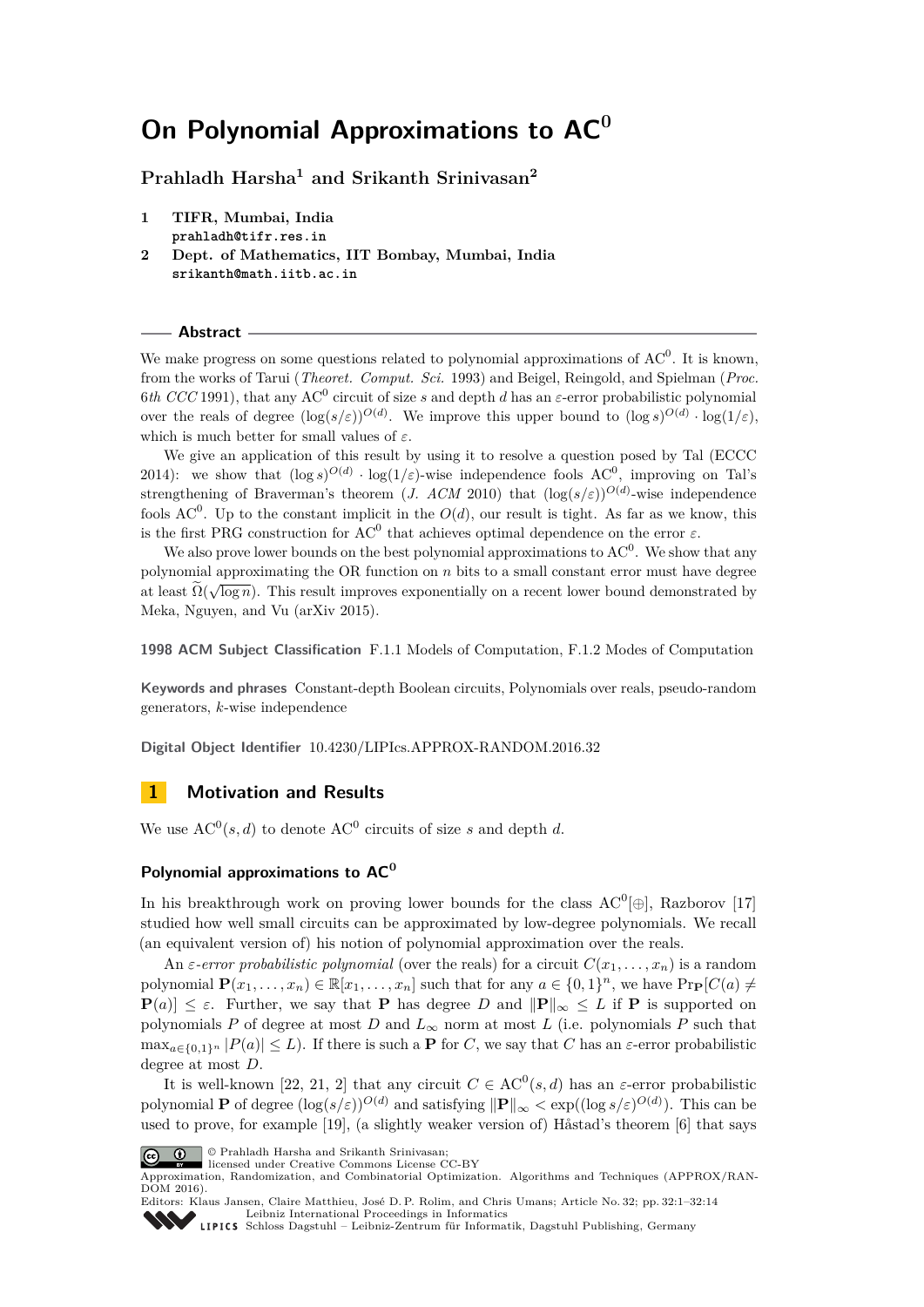# On Polynomial Approximations to $\mathrm{AC}^0$

**Prahladh Harsha[1] and Srikanth Srinivasan[2]**

1 **TIFR, Mumbai, India**
prahladh@tifr.res.in

2 **Dept. of Mathematics, IIT Bombay, Mumbai, India**
srikanth@math.iitb.ac.in

## Abstract

We make progress on some questions related to polynomial approximations of $\mathrm{AC}^0$. It is known, from the works of Tarui (*Theoret. Comput. Sci.* 1993) and Beigel, Reingold, and Spielman (*Proc. 6th CCC* 1991), that any $\mathrm{AC}^0$ circuit of size $s$ and depth $d$ has an $\varepsilon$-error probabilistic polynomial over the reals of degree $(\log(s/\varepsilon))^{O(d)}$. We improve this upper bound to $(\log s)^{O(d)} \cdot \log(1/\varepsilon)$, which is much better for small values of $\varepsilon$.

We give an application of this result by using it to resolve a question posed by Tal (ECCC 2014): we show that $(\log s)^{O(d)} \cdot \log(1/\varepsilon)$-wise independence fools $\mathrm{AC}^0$, improving on Tal's strengthening of Braverman's theorem (*J. ACM* 2010) that $(\log(s/\varepsilon))^{O(d)}$-wise independence fools $\mathrm{AC}^0$. Up to the constant implicit in the $O(d)$, our result is tight. As far as we know, this is the first PRG construction for $\mathrm{AC}^0$ that achieves optimal dependence on the error $\varepsilon$.

We also prove lower bounds on the best polynomial approximations to $\mathrm{AC}^0$. We show that any polynomial approximating the OR function on $n$ bits to a small constant error must have degree at least $\widetilde{\Omega}(\sqrt{\log n})$. This result improves exponentially on a recent lower bound demonstrated by Meka, Nguyen, and Vu (arXiv 2015).

**1998 ACM Subject Classification** F.1.1 Models of Computation, F.1.2 Modes of Computation

**Keywords and phrases** Constant-depth Boolean circuits, Polynomials over reals, pseudo-random generators, $k$-wise independence

**Digital Object Identifier** 10.4230/LIPIcs.APPROX-RANDOM.2016.32

## 1 Motivation and Results

We use $\mathrm{AC}^0(s, d)$ to denote $\mathrm{AC}^0$ circuits of size $s$ and depth $d$.

### Polynomial approximations to $\mathrm{AC}^0$

In his breakthrough work on proving lower bounds for the class $\mathrm{AC}^0[\oplus]$, Razborov [17] studied how well small circuits can be approximated by low-degree polynomials. We recall (an equivalent version of) his notion of polynomial approximation over the reals.

An *$\varepsilon$-error probabilistic polynomial* (over the reals) for a circuit $C(x_1, \ldots, x_n)$ is a random polynomial $\mathbf{P}(x_1, \ldots, x_n) \in \mathbb{R}[x_1, \ldots, x_n]$ such that for any $a \in \{0,1\}^n$, we have $\Pr_{\mathbf{P}}[C(a) \neq \mathbf{P}(a)] \leq \varepsilon$. Further, we say that $\mathbf{P}$ has degree $D$ and $\|\mathbf{P}\|_\infty \leq L$ if $\mathbf{P}$ is supported on polynomials $P$ of degree at most $D$ and $L_\infty$ norm at most $L$ (i.e. polynomials $P$ such that $\max_{a \in \{0,1\}^n} |P(a)| \leq L$). If there is such a $\mathbf{P}$ for $C$, we say that $C$ has an $\varepsilon$-error probabilistic degree at most $D$.

It is well-known [22, 21, 2] that any circuit $C \in \mathrm{AC}^0(s, d)$ has an $\varepsilon$-error probabilistic polynomial $\mathbf{P}$ of degree $(\log(s/\varepsilon))^{O(d)}$ and satisfying $\|\mathbf{P}\|_\infty < \exp((\log s/\varepsilon)^{O(d)})$. This can be used to prove, for example [19], (a slightly weaker version of) Håstad's theorem [6] that says

© Prahladh Harsha and Srikanth Srinivasan;
licensed under Creative Commons License CC-BY
Approximation, Randomization, and Combinatorial Optimization. Algorithms and Techniques (APPROX/RANDOM 2016).
Editors: Klaus Jansen, Claire Matthieu, José D. P. Rolim, and Chris Umans; Article No. 32; pp. 32:1–32:14
Leibniz International Proceedings in Informatics
LIPICS Schloss Dagstuhl – Leibniz-Zentrum für Informatik, Dagstuhl Publishing, Germany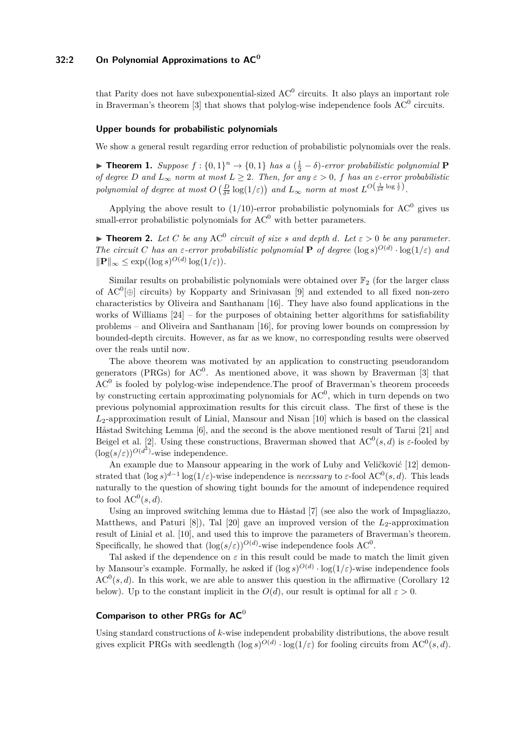that Parity does not have subexponential-sized $\mathrm{AC}^0$ circuits. It also plays an important role in Braverman's theorem [3] that shows that polylog-wise independence fools $\mathrm{AC}^0$ circuits.

### Upper bounds for probabilistic polynomials

We show a general result regarding error reduction of probabilistic polynomials over the reals.

▶ **Theorem 1.** *Suppose $f : \{0,1\}^n \to \{0,1\}$ has a $(\frac{1}{2} - \delta)$-error probabilistic polynomial $\mathbf{P}$ of degree $D$ and $L_\infty$ norm at most $L \geq 2$. Then, for any $\varepsilon > 0$, $f$ has an $\varepsilon$-error probabilistic polynomial of degree at most $O\left(\frac{D}{\delta^2}\log(1/\varepsilon)\right)$ and $L_\infty$ norm at most $L^{O\left(\frac{1}{\delta^2}\log\frac{1}{\varepsilon}\right)}$.*

Applying the above result to $(1/10)$-error probabilistic polynomials for $\mathrm{AC}^0$ gives us small-error probabilistic polynomials for $\mathrm{AC}^0$ with better parameters.

▶ **Theorem 2.** *Let $C$ be any $\mathrm{AC}^0$ circuit of size $s$ and depth $d$. Let $\varepsilon > 0$ be any parameter. The circuit $C$ has an $\varepsilon$-error probabilistic polynomial $\mathbf{P}$ of degree $(\log s)^{O(d)} \cdot \log(1/\varepsilon)$ and $\|\mathbf{P}\|_\infty \leq \exp((\log s)^{O(d)}\log(1/\varepsilon))$.*

Similar results on probabilistic polynomials were obtained over $\mathbb{F}_2$ (for the larger class of $\mathrm{AC}^0[\oplus]$ circuits) by Kopparty and Srinivasan [9] and extended to all fixed non-zero characteristics by Oliveira and Santhanam [16]. They have also found applications in the works of Williams [24] – for the purposes of obtaining better algorithms for satisfiability problems – and Oliveira and Santhanam [16], for proving lower bounds on compression by bounded-depth circuits. However, as far as we know, no corresponding results were observed over the reals until now.

The above theorem was motivated by an application to constructing pseudorandom generators (PRGs) for $\mathrm{AC}^0$. As mentioned above, it was shown by Braverman [3] that $\mathrm{AC}^0$ is fooled by polylog-wise independence.The proof of Braverman's theorem proceeds by constructing certain approximating polynomials for $\mathrm{AC}^0$, which in turn depends on two previous polynomial approximation results for this circuit class. The first of these is the $L_2$-approximation result of Linial, Mansour and Nisan [10] which is based on the classical Håstad Switching Lemma [6], and the second is the above mentioned result of Tarui [21] and Beigel et al. [2]. Using these constructions, Braverman showed that $\mathrm{AC}^0(s,d)$ is $\varepsilon$-fooled by $(\log(s/\varepsilon))^{O(d^2)}$-wise independence.

An example due to Mansour appearing in the work of Luby and Veličković [12] demonstrated that $(\log s)^{d-1}\log(1/\varepsilon)$-wise independence is *necessary* to $\varepsilon$-fool $\mathrm{AC}^0(s,d)$. This leads naturally to the question of showing tight bounds for the amount of independence required to fool $\mathrm{AC}^0(s,d)$.

Using an improved switching lemma due to Håstad [7] (see also the work of Impagliazzo, Matthews, and Paturi [8]), Tal [20] gave an improved version of the $L_2$-approximation result of Linial et al. [10], and used this to improve the parameters of Braverman's theorem. Specifically, he showed that $(\log(s/\varepsilon))^{O(d)}$-wise independence fools $\mathrm{AC}^0$.

Tal asked if the dependence on $\varepsilon$ in this result could be made to match the limit given by Mansour's example. Formally, he asked if $(\log s)^{O(d)} \cdot \log(1/\varepsilon)$-wise independence fools $\mathrm{AC}^0(s,d)$. In this work, we are able to answer this question in the affirmative (Corollary 12 below). Up to the constant implicit in the $O(d)$, our result is optimal for all $\varepsilon > 0$.

### Comparison to other PRGs for $\mathrm{AC}^0$

Using standard constructions of $k$-wise independent probability distributions, the above result gives explicit PRGs with seedlength $(\log s)^{O(d)} \cdot \log(1/\varepsilon)$ for fooling circuits from $\mathrm{AC}^0(s,d)$.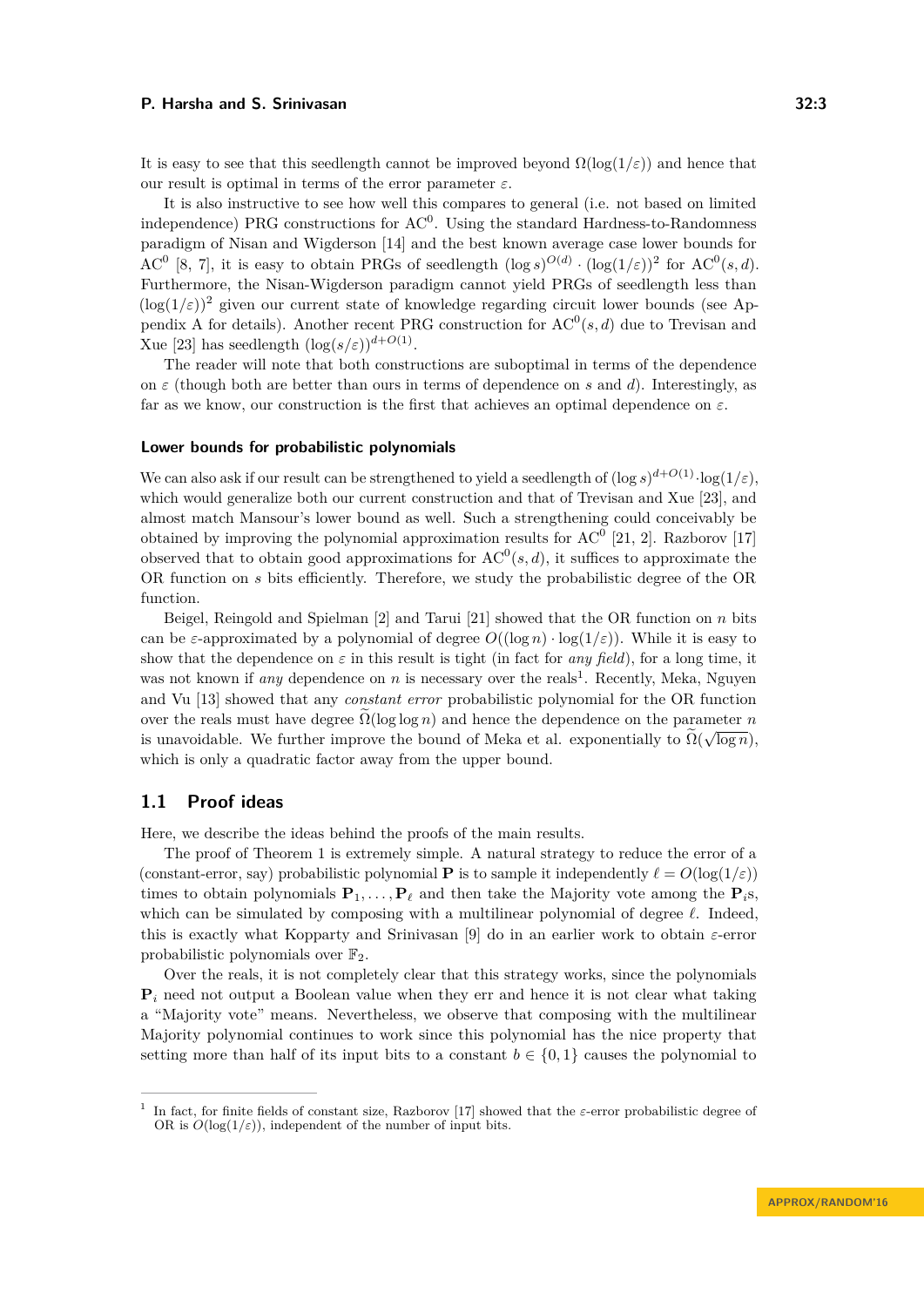It is easy to see that this seedlength cannot be improved beyond $\Omega(\log(1/\varepsilon))$ and hence that our result is optimal in terms of the error parameter $\varepsilon$.

It is also instructive to see how well this compares to general (i.e. not based on limited independence) PRG constructions for $\mathrm{AC}^0$. Using the standard Hardness-to-Randomness paradigm of Nisan and Wigderson [14] and the best known average case lower bounds for $\mathrm{AC}^0$ [8, 7], it is easy to obtain PRGs of seedlength $(\log s)^{O(d)} \cdot (\log(1/\varepsilon))^2$ for $\mathrm{AC}^0(s,d)$. Furthermore, the Nisan-Wigderson paradigm cannot yield PRGs of seedlength less than $(\log(1/\varepsilon))^2$ given our current state of knowledge regarding circuit lower bounds (see Appendix A for details). Another recent PRG construction for $\mathrm{AC}^0(s,d)$ due to Trevisan and Xue [23] has seedlength $(\log(s/\varepsilon))^{d+O(1)}$.

The reader will note that both constructions are suboptimal in terms of the dependence on $\varepsilon$ (though both are better than ours in terms of dependence on $s$ and $d$). Interestingly, as far as we know, our construction is the first that achieves an optimal dependence on $\varepsilon$.

#### Lower bounds for probabilistic polynomials

We can also ask if our result can be strengthened to yield a seedlength of $(\log s)^{d+O(1)} \cdot \log(1/\varepsilon)$, which would generalize both our current construction and that of Trevisan and Xue [23], and almost match Mansour's lower bound as well. Such a strengthening could conceivably be obtained by improving the polynomial approximation results for $\mathrm{AC}^0$ [21, 2]. Razborov [17] observed that to obtain good approximations for $\mathrm{AC}^0(s,d)$, it suffices to approximate the OR function on $s$ bits efficiently. Therefore, we study the probabilistic degree of the OR function.

Beigel, Reingold and Spielman [2] and Tarui [21] showed that the OR function on $n$ bits can be $\varepsilon$-approximated by a polynomial of degree $O((\log n) \cdot \log(1/\varepsilon))$. While it is easy to show that the dependence on $\varepsilon$ in this result is tight (in fact for *any field*), for a long time, it was not known if *any* dependence on $n$ is necessary over the reals[1]. Recently, Meka, Nguyen and Vu [13] showed that any *constant error* probabilistic polynomial for the OR function over the reals must have degree $\widetilde{\Omega}(\log \log n)$ and hence the dependence on the parameter $n$ is unavoidable. We further improve the bound of Meka et al. exponentially to $\widetilde{\Omega}(\sqrt{\log n})$, which is only a quadratic factor away from the upper bound.

## 1.1 Proof ideas

Here, we describe the ideas behind the proofs of the main results.

The proof of Theorem 1 is extremely simple. A natural strategy to reduce the error of a (constant-error, say) probabilistic polynomial $\mathbf{P}$ is to sample it independently $\ell = O(\log(1/\varepsilon))$ times to obtain polynomials $\mathbf{P}_1, \ldots, \mathbf{P}_\ell$ and then take the Majority vote among the $\mathbf{P}_i$s, which can be simulated by composing with a multilinear polynomial of degree $\ell$. Indeed, this is exactly what Kopparty and Srinivasan [9] do in an earlier work to obtain $\varepsilon$-error probabilistic polynomials over $\mathbb{F}_2$.

Over the reals, it is not completely clear that this strategy works, since the polynomials $\mathbf{P}_i$ need not output a Boolean value when they err and hence it is not clear what taking a "Majority vote" means. Nevertheless, we observe that composing with the multilinear Majority polynomial continues to work since this polynomial has the nice property that setting more than half of its input bits to a constant $b \in \{0,1\}$ causes the polynomial to

---

[1] In fact, for finite fields of constant size, Razborov [17] showed that the $\varepsilon$-error probabilistic degree of OR is $O(\log(1/\varepsilon))$, independent of the number of input bits.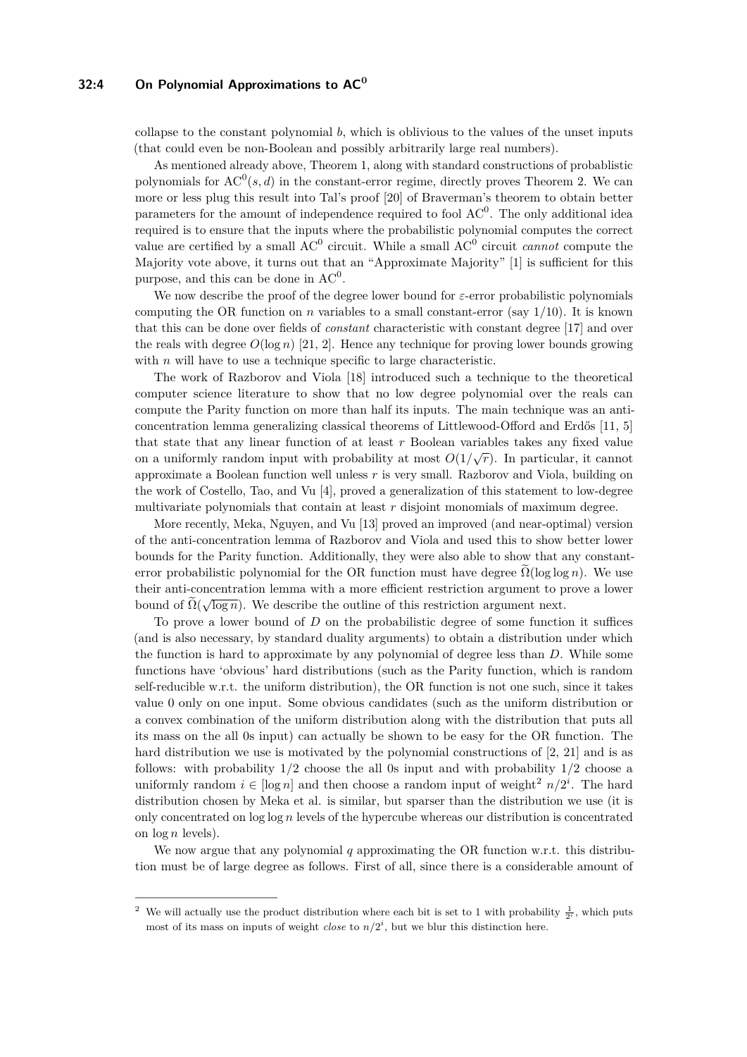collapse to the constant polynomial $b$, which is oblivious to the values of the unset inputs (that could even be non-Boolean and possibly arbitrarily large real numbers).

As mentioned already above, Theorem 1, along with standard constructions of probablistic polynomials for $\mathrm{AC}^0(s,d)$ in the constant-error regime, directly proves Theorem 2. We can more or less plug this result into Tal's proof [20] of Braverman's theorem to obtain better parameters for the amount of independence required to fool $\mathrm{AC}^0$. The only additional idea required is to ensure that the inputs where the probabilistic polynomial computes the correct value are certified by a small $\mathrm{AC}^0$ circuit. While a small $\mathrm{AC}^0$ circuit *cannot* compute the Majority vote above, it turns out that an "Approximate Majority" [1] is sufficient for this purpose, and this can be done in $\mathrm{AC}^0$.

We now describe the proof of the degree lower bound for $\varepsilon$-error probabilistic polynomials computing the OR function on $n$ variables to a small constant-error (say $1/10$). It is known that this can be done over fields of *constant* characteristic with constant degree [17] and over the reals with degree $O(\log n)$ [21, 2]. Hence any technique for proving lower bounds growing with $n$ will have to use a technique specific to large characteristic.

The work of Razborov and Viola [18] introduced such a technique to the theoretical computer science literature to show that no low degree polynomial over the reals can compute the Parity function on more than half its inputs. The main technique was an anti-concentration lemma generalizing classical theorems of Littlewood-Offord and Erdős [11, 5] that state that any linear function of at least $r$ Boolean variables takes any fixed value on a uniformly random input with probability at most $O(1/\sqrt{r})$. In particular, it cannot approximate a Boolean function well unless $r$ is very small. Razborov and Viola, building on the work of Costello, Tao, and Vu [4], proved a generalization of this statement to low-degree multivariate polynomials that contain at least $r$ disjoint monomials of maximum degree.

More recently, Meka, Nguyen, and Vu [13] proved an improved (and near-optimal) version of the anti-concentration lemma of Razborov and Viola and used this to show better lower bounds for the Parity function. Additionally, they were also able to show that any constant-error probabilistic polynomial for the OR function must have degree $\widetilde{\Omega}(\log\log n)$. We use their anti-concentration lemma with a more efficient restriction argument to prove a lower bound of $\widetilde{\Omega}(\sqrt{\log n})$. We describe the outline of this restriction argument next.

To prove a lower bound of $D$ on the probabilistic degree of some function it suffices (and is also necessary, by standard duality arguments) to obtain a distribution under which the function is hard to approximate by any polynomial of degree less than $D$. While some functions have 'obvious' hard distributions (such as the Parity function, which is random self-reducible w.r.t. the uniform distribution), the OR function is not one such, since it takes value 0 only on one input. Some obvious candidates (such as the uniform distribution or a convex combination of the uniform distribution along with the distribution that puts all its mass on the all 0s input) can actually be shown to be easy for the OR function. The hard distribution we use is motivated by the polynomial constructions of [2, 21] and is as follows: with probability $1/2$ choose the all 0s input and with probability $1/2$ choose a uniformly random $i \in [\log n]$ and then choose a random input of weight[2] $n/2^i$. The hard distribution chosen by Meka et al. is similar, but sparser than the distribution we use (it is only concentrated on $\log\log n$ levels of the hypercube whereas our distribution is concentrated on $\log n$ levels).

We now argue that any polynomial $q$ approximating the OR function w.r.t. this distribution must be of large degree as follows. First of all, since there is a considerable amount of

---

[2] We will actually use the product distribution where each bit is set to 1 with probability $\frac{1}{2^i}$, which puts most of its mass on inputs of weight *close* to $n/2^i$, but we blur this distinction here.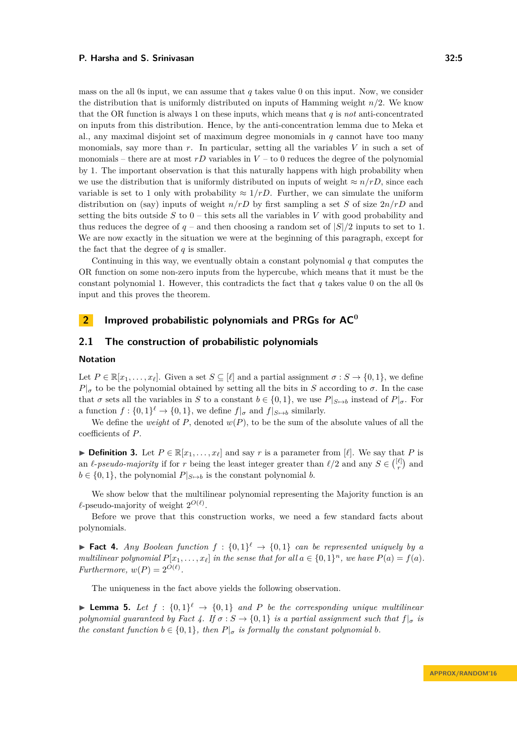mass on the all 0s input, we can assume that $q$ takes value 0 on this input. Now, we consider the distribution that is uniformly distributed on inputs of Hamming weight $n/2$. We know that the OR function is always 1 on these inputs, which means that $q$ is *not* anti-concentrated on inputs from this distribution. Hence, by the anti-concentration lemma due to Meka et al., any maximal disjoint set of maximum degree monomials in $q$ cannot have too many monomials, say more than $r$. In particular, setting all the variables $V$ in such a set of monomials – there are at most $rD$ variables in $V$ – to 0 reduces the degree of the polynomial by 1. The important observation is that this naturally happens with high probability when we use the distribution that is uniformly distributed on inputs of weight $\approx n/rD$, since each variable is set to 1 only with probability $\approx 1/rD$. Further, we can simulate the uniform distribution on (say) inputs of weight $n/rD$ by first sampling a set $S$ of size $2n/rD$ and setting the bits outside $S$ to 0 – this sets all the variables in $V$ with good probability and thus reduces the degree of $q$ – and then choosing a random set of $|S|/2$ inputs to set to 1. We are now exactly in the situation we were at the beginning of this paragraph, except for the fact that the degree of $q$ is smaller.

Continuing in this way, we eventually obtain a constant polynomial $q$ that computes the OR function on some non-zero inputs from the hypercube, which means that it must be the constant polynomial 1. However, this contradicts the fact that $q$ takes value 0 on the all 0s input and this proves the theorem.

# 2 Improved probabilistic polynomials and PRGs for $\mathsf{AC}^0$

## 2.1 The construction of probabilistic polynomials

### Notation

Let $P \in \mathbb{R}[x_1, \ldots, x_\ell]$. Given a set $S \subseteq [\ell]$ and a partial assignment $\sigma : S \to \{0,1\}$, we define $P|_\sigma$ to be the polynomial obtained by setting all the bits in $S$ according to $\sigma$. In the case that $\sigma$ sets all the variables in $S$ to a constant $b \in \{0,1\}$, we use $P|_{S \mapsto b}$ instead of $P|_\sigma$. For a function $f : \{0,1\}^\ell \to \{0,1\}$, we define $f|_\sigma$ and $f|_{S \mapsto b}$ similarly.

We define the *weight* of $P$, denoted $w(P)$, to be the sum of the absolute values of all the coefficients of $P$.

▶ **Definition 3.** Let $P \in \mathbb{R}[x_1, \ldots, x_\ell]$ and say $r$ is a parameter from $[\ell]$. We say that $P$ is an *$\ell$-pseudo-majority* if for $r$ being the least integer greater than $\ell/2$ and any $S \in \binom{[\ell]}{r}$ and $b \in \{0,1\}$, the polynomial $P|_{S \mapsto b}$ is the constant polynomial $b$.

We show below that the multilinear polynomial representing the Majority function is an $\ell$-pseudo-majority of weight $2^{O(\ell)}$.

Before we prove that this construction works, we need a few standard facts about polynomials.

▶ **Fact 4.** *Any Boolean function $f : \{0,1\}^\ell \to \{0,1\}$ can be represented uniquely by a multilinear polynomial $P[x_1, \ldots, x_\ell]$ in the sense that for all $a \in \{0,1\}^n$, we have $P(a) = f(a)$. Furthermore, $w(P) = 2^{O(\ell)}$.*

The uniqueness in the fact above yields the following observation.

▶ **Lemma 5.** *Let $f : \{0,1\}^\ell \to \{0,1\}$ and $P$ be the corresponding unique multilinear polynomial guaranteed by Fact 4. If $\sigma : S \to \{0,1\}$ is a partial assignment such that $f|_\sigma$ is the constant function $b \in \{0,1\}$, then $P|_\sigma$ is formally the constant polynomial $b$.*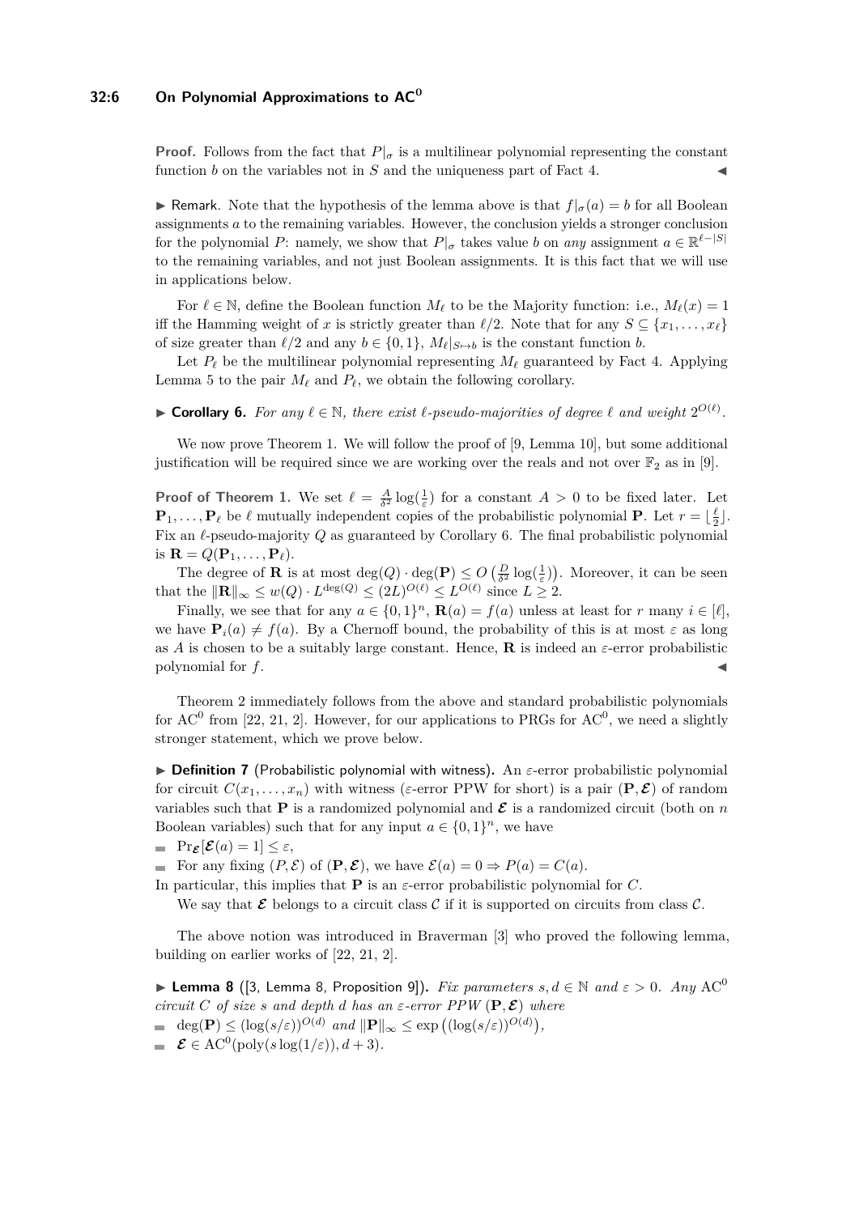**Proof.** Follows from the fact that $P|_\sigma$ is a multilinear polynomial representing the constant function $b$ on the variables not in $S$ and the uniqueness part of Fact 4. ◀

▶ Remark. Note that the hypothesis of the lemma above is that $f|_\sigma(a) = b$ for all Boolean assignments $a$ to the remaining variables. However, the conclusion yields a stronger conclusion for the polynomial $P$: namely, we show that $P|_\sigma$ takes value $b$ on *any* assignment $a \in \mathbb{R}^{\ell-|S|}$ to the remaining variables, and not just Boolean assignments. It is this fact that we will use in applications below.

For $\ell \in \mathbb{N}$, define the Boolean function $M_\ell$ to be the Majority function: i.e., $M_\ell(x) = 1$ iff the Hamming weight of $x$ is strictly greater than $\ell/2$. Note that for any $S \subseteq \{x_1, \ldots, x_\ell\}$ of size greater than $\ell/2$ and any $b \in \{0,1\}$, $M_\ell|_{S \mapsto b}$ is the constant function $b$.

Let $P_\ell$ be the multilinear polynomial representing $M_\ell$ guaranteed by Fact 4. Applying Lemma 5 to the pair $M_\ell$ and $P_\ell$, we obtain the following corollary.

▶ **Corollary 6.** *For any $\ell \in \mathbb{N}$, there exist $\ell$-pseudo-majorities of degree $\ell$ and weight $2^{O(\ell)}$.*

We now prove Theorem 1. We will follow the proof of [9, Lemma 10], but some additional justification will be required since we are working over the reals and not over $\mathbb{F}_2$ as in [9].

**Proof of Theorem 1.** We set $\ell = \frac{A}{\delta^2}\log(\frac{1}{\varepsilon})$ for a constant $A > 0$ to be fixed later. Let $\mathbf{P}_1, \ldots, \mathbf{P}_\ell$ be $\ell$ mutually independent copies of the probabilistic polynomial $\mathbf{P}$. Let $r = \lfloor \frac{\ell}{2} \rfloor$. Fix an $\ell$-pseudo-majority $Q$ as guaranteed by Corollary 6. The final probabilistic polynomial is $\mathbf{R} = Q(\mathbf{P}_1, \ldots, \mathbf{P}_\ell)$.

The degree of $\mathbf{R}$ is at most $\deg(Q) \cdot \deg(\mathbf{P}) \leq O\left(\frac{D}{\delta^2}\log(\frac{1}{\varepsilon})\right)$. Moreover, it can be seen that the $\|\mathbf{R}\|_\infty \leq w(Q) \cdot L^{\deg(Q)} \leq (2L)^{O(\ell)} \leq L^{O(\ell)}$ since $L \geq 2$.

Finally, we see that for any $a \in \{0,1\}^n$, $\mathbf{R}(a) = f(a)$ unless at least for $r$ many $i \in [\ell]$, we have $\mathbf{P}_i(a) \neq f(a)$. By a Chernoff bound, the probability of this is at most $\varepsilon$ as long as $A$ is chosen to be a suitably large constant. Hence, $\mathbf{R}$ is indeed an $\varepsilon$-error probabilistic polynomial for $f$. ◀

Theorem 2 immediately follows from the above and standard probabilistic polynomials for $\mathrm{AC}^0$ from [22, 21, 2]. However, for our applications to PRGs for $\mathrm{AC}^0$, we need a slightly stronger statement, which we prove below.

▶ **Definition 7** (Probabilistic polynomial with witness)**.** An $\varepsilon$-error probabilistic polynomial for circuit $C(x_1, \ldots, x_n)$ with witness ($\varepsilon$-error PPW for short) is a pair $(\mathbf{P}, \boldsymbol{\mathcal{E}})$ of random variables such that $\mathbf{P}$ is a randomized polynomial and $\boldsymbol{\mathcal{E}}$ is a randomized circuit (both on $n$ Boolean variables) such that for any input $a \in \{0,1\}^n$, we have

- $\Pr_{\boldsymbol{\mathcal{E}}}[\boldsymbol{\mathcal{E}}(a) = 1] \leq \varepsilon$,
- For any fixing $(P, \mathcal{E})$ of $(\mathbf{P}, \boldsymbol{\mathcal{E}})$, we have $\mathcal{E}(a) = 0 \Rightarrow P(a) = C(a)$.

In particular, this implies that $\mathbf{P}$ is an $\varepsilon$-error probabilistic polynomial for $C$.

We say that $\boldsymbol{\mathcal{E}}$ belongs to a circuit class $\mathcal{C}$ if it is supported on circuits from class $\mathcal{C}$.

The above notion was introduced in Braverman [3] who proved the following lemma, building on earlier works of [22, 21, 2].

▶ **Lemma 8** ([3, Lemma 8, Proposition 9])**.** *Fix parameters $s, d \in \mathbb{N}$ and $\varepsilon > 0$. Any $\mathrm{AC}^0$ circuit $C$ of size $s$ and depth $d$ has an $\varepsilon$-error PPW $(\mathbf{P}, \boldsymbol{\mathcal{E}})$ where*

- $\deg(\mathbf{P}) \leq (\log(s/\varepsilon))^{O(d)}$ *and* $\|\mathbf{P}\|_\infty \leq \exp\left((\log(s/\varepsilon))^{O(d)}\right)$,
- $\boldsymbol{\mathcal{E}} \in \mathrm{AC}^0(\mathrm{poly}(s\log(1/\varepsilon)), d+3)$.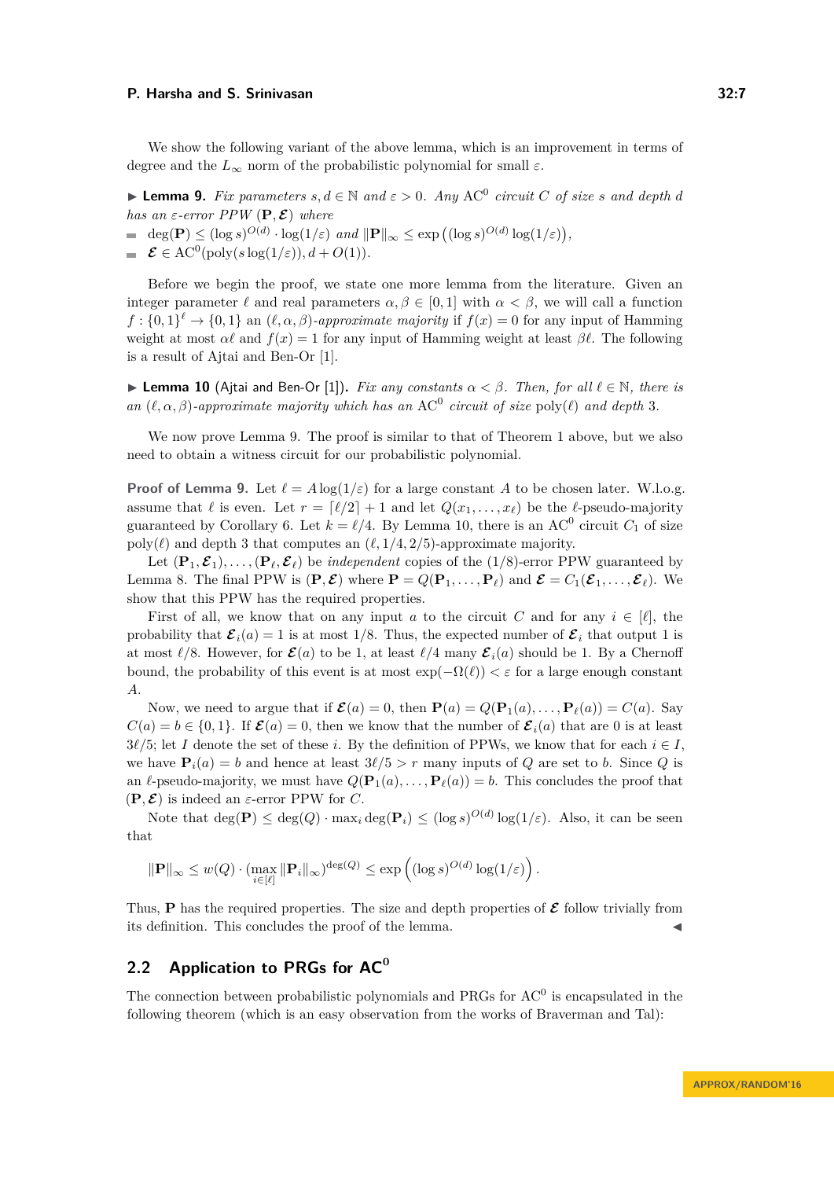We show the following variant of the above lemma, which is an improvement in terms of degree and the $L_\infty$ norm of the probabilistic polynomial for small $\varepsilon$.

▶ **Lemma 9.** *Fix parameters $s, d \in \mathbb{N}$ and $\varepsilon > 0$. Any $\mathrm{AC}^0$ circuit $C$ of size $s$ and depth $d$ has an $\varepsilon$-error PPW $(\mathbf{P}, \boldsymbol{\mathcal{E}})$ where*

- $\deg(\mathbf{P}) \leq (\log s)^{O(d)} \cdot \log(1/\varepsilon)$ *and* $\|\mathbf{P}\|_\infty \leq \exp\left((\log s)^{O(d)} \log(1/\varepsilon)\right)$,
- $\boldsymbol{\mathcal{E}} \in \mathrm{AC}^0(\mathrm{poly}(s \log(1/\varepsilon)), d + O(1))$.

Before we begin the proof, we state one more lemma from the literature. Given an integer parameter $\ell$ and real parameters $\alpha, \beta \in [0,1]$ with $\alpha < \beta$, we will call a function $f : \{0,1\}^\ell \to \{0,1\}$ an $(\ell, \alpha, \beta)$-*approximate majority* if $f(x) = 0$ for any input of Hamming weight at most $\alpha\ell$ and $f(x) = 1$ for any input of Hamming weight at least $\beta\ell$. The following is a result of Ajtai and Ben-Or [1].

▶ **Lemma 10** (Ajtai and Ben-Or [1]). *Fix any constants $\alpha < \beta$. Then, for all $\ell \in \mathbb{N}$, there is an $(\ell, \alpha, \beta)$-approximate majority which has an $\mathrm{AC}^0$ circuit of size $\mathrm{poly}(\ell)$ and depth 3.*

We now prove Lemma 9. The proof is similar to that of Theorem 1 above, but we also need to obtain a witness circuit for our probabilistic polynomial.

**Proof of Lemma 9.** Let $\ell = A \log(1/\varepsilon)$ for a large constant $A$ to be chosen later. W.l.o.g. assume that $\ell$ is even. Let $r = \lceil \ell/2 \rceil + 1$ and let $Q(x_1, \ldots, x_\ell)$ be the $\ell$-pseudo-majority guaranteed by Corollary 6. Let $k = \ell/4$. By Lemma 10, there is an $\mathrm{AC}^0$ circuit $C_1$ of size $\mathrm{poly}(\ell)$ and depth 3 that computes an $(\ell, 1/4, 2/5)$-approximate majority.

Let $(\mathbf{P}_1, \boldsymbol{\mathcal{E}}_1), \ldots, (\mathbf{P}_\ell, \boldsymbol{\mathcal{E}}_\ell)$ be *independent* copies of the $(1/8)$-error PPW guaranteed by Lemma 8. The final PPW is $(\mathbf{P}, \boldsymbol{\mathcal{E}})$ where $\mathbf{P} = Q(\mathbf{P}_1, \ldots, \mathbf{P}_\ell)$ and $\boldsymbol{\mathcal{E}} = C_1(\boldsymbol{\mathcal{E}}_1, \ldots, \boldsymbol{\mathcal{E}}_\ell)$. We show that this PPW has the required properties.

First of all, we know that on any input $a$ to the circuit $C$ and for any $i \in [\ell]$, the probability that $\boldsymbol{\mathcal{E}}_i(a) = 1$ is at most $1/8$. Thus, the expected number of $\boldsymbol{\mathcal{E}}_i$ that output 1 is at most $\ell/8$. However, for $\boldsymbol{\mathcal{E}}(a)$ to be 1, at least $\ell/4$ many $\boldsymbol{\mathcal{E}}_i(a)$ should be 1. By a Chernoff bound, the probability of this event is at most $\exp(-\Omega(\ell)) < \varepsilon$ for a large enough constant $A$.

Now, we need to argue that if $\boldsymbol{\mathcal{E}}(a) = 0$, then $\mathbf{P}(a) = Q(\mathbf{P}_1(a), \ldots, \mathbf{P}_\ell(a)) = C(a)$. Say $C(a) = b \in \{0,1\}$. If $\boldsymbol{\mathcal{E}}(a) = 0$, then we know that the number of $\boldsymbol{\mathcal{E}}_i(a)$ that are 0 is at least $3\ell/5$; let $I$ denote the set of these $i$. By the definition of PPWs, we know that for each $i \in I$, we have $\mathbf{P}_i(a) = b$ and hence at least $3\ell/5 > r$ many inputs of $Q$ are set to $b$. Since $Q$ is an $\ell$-pseudo-majority, we must have $Q(\mathbf{P}_1(a), \ldots, \mathbf{P}_\ell(a)) = b$. This concludes the proof that $(\mathbf{P}, \boldsymbol{\mathcal{E}})$ is indeed an $\varepsilon$-error PPW for $C$.

Note that $\deg(\mathbf{P}) \leq \deg(Q) \cdot \max_i \deg(\mathbf{P}_i) \leq (\log s)^{O(d)} \log(1/\varepsilon)$. Also, it can be seen that

$$\|\mathbf{P}\|_\infty \leq w(Q) \cdot (\max_{i \in [\ell]} \|\mathbf{P}_i\|_\infty)^{\deg(Q)} \leq \exp\left((\log s)^{O(d)} \log(1/\varepsilon)\right).$$

Thus, $\mathbf{P}$ has the required properties. The size and depth properties of $\boldsymbol{\mathcal{E}}$ follow trivially from its definition. This concludes the proof of the lemma. ◀

## 2.2 Application to PRGs for $\mathrm{AC}^0$

The connection between probabilistic polynomials and PRGs for $\mathrm{AC}^0$ is encapsulated in the following theorem (which is an easy observation from the works of Braverman and Tal):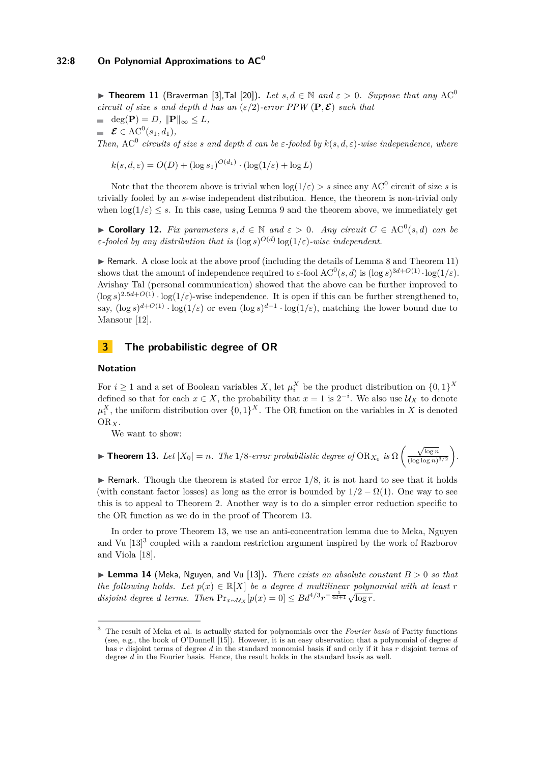▶ **Theorem 11** (Braverman [3],Tal [20])**.** *Let $s, d \in \mathbb{N}$ and $\varepsilon > 0$. Suppose that any $\mathrm{AC}^0$ circuit of size $s$ and depth $d$ has an $(\varepsilon/2)$-error PPW $(\mathbf{P}, \boldsymbol{\mathcal{E}})$ such that*

- $\deg(\mathbf{P}) = D$, $\|\mathbf{P}\|_\infty \leq L$,
- $\boldsymbol{\mathcal{E}} \in \mathrm{AC}^0(s_1, d_1)$,

*Then, $\mathrm{AC}^0$ circuits of size $s$ and depth $d$ can be $\varepsilon$-fooled by $k(s, d, \varepsilon)$-wise independence, where*

$$k(s, d, \varepsilon) = O(D) + (\log s_1)^{O(d_1)} \cdot (\log(1/\varepsilon) + \log L)$$

Note that the theorem above is trivial when $\log(1/\varepsilon) > s$ since any $\mathrm{AC}^0$ circuit of size $s$ is trivially fooled by an $s$-wise independent distribution. Hence, the theorem is non-trivial only when $\log(1/\varepsilon) \leq s$. In this case, using Lemma 9 and the theorem above, we immediately get

▶ **Corollary 12.** *Fix parameters $s, d \in \mathbb{N}$ and $\varepsilon > 0$. Any circuit $C \in \mathrm{AC}^0(s, d)$ can be $\varepsilon$-fooled by any distribution that is $(\log s)^{O(d)} \log(1/\varepsilon)$-wise independent.*

▶ Remark. A close look at the above proof (including the details of Lemma 8 and Theorem 11) shows that the amount of independence required to $\varepsilon$-fool $\mathrm{AC}^0(s, d)$ is $(\log s)^{3d+O(1)} \cdot \log(1/\varepsilon)$. Avishay Tal (personal communication) showed that the above can be further improved to $(\log s)^{2.5d+O(1)} \cdot \log(1/\varepsilon)$-wise independence. It is open if this can be further strengthened to, say, $(\log s)^{d+O(1)} \cdot \log(1/\varepsilon)$ or even $(\log s)^{d-1} \cdot \log(1/\varepsilon)$, matching the lower bound due to Mansour [12].

## 3 The probabilistic degree of OR

### Notation

For $i \geq 1$ and a set of Boolean variables $X$, let $\mu_i^X$ be the product distribution on $\{0, 1\}^X$ defined so that for each $x \in X$, the probability that $x = 1$ is $2^{-i}$. We also use $\mathcal{U}_X$ to denote $\mu_1^X$, the uniform distribution over $\{0, 1\}^X$. The OR function on the variables in $X$ is denoted $\mathrm{OR}_X$.

We want to show:

▶ **Theorem 13.** *Let $|X_0| = n$. The 1/8-error probabilistic degree of $\mathrm{OR}_{X_0}$ is $\Omega\left(\frac{\sqrt{\log n}}{(\log \log n)^{3/2}}\right)$.*

▶ Remark. Though the theorem is stated for error 1/8, it is not hard to see that it holds (with constant factor losses) as long as the error is bounded by $1/2 - \Omega(1)$. One way to see this is to appeal to Theorem 2. Another way is to do a simpler error reduction specific to the OR function as we do in the proof of Theorem 13.

In order to prove Theorem 13, we use an anti-concentration lemma due to Meka, Nguyen and Vu [13][3] coupled with a random restriction argument inspired by the work of Razborov and Viola [18].

▶ **Lemma 14** (Meka, Nguyen, and Vu [13])**.** *There exists an absolute constant $B > 0$ so that the following holds. Let $p(x) \in \mathbb{R}[X]$ be a degree $d$ multilinear polynomial with at least $r$ disjoint degree $d$ terms. Then $\Pr_{x \sim \mathcal{U}_X}[p(x) = 0] \leq Bd^{4/3} r^{-\frac{1}{4d+1}} \sqrt{\log r}$.*

---

[3] The result of Meka et al. is actually stated for polynomials over the *Fourier basis* of Parity functions (see, e.g., the book of O'Donnell [15]). However, it is an easy observation that a polynomial of degree $d$ has $r$ disjoint terms of degree $d$ in the standard monomial basis if and only if it has $r$ disjoint terms of degree $d$ in the Fourier basis. Hence, the result holds in the standard basis as well.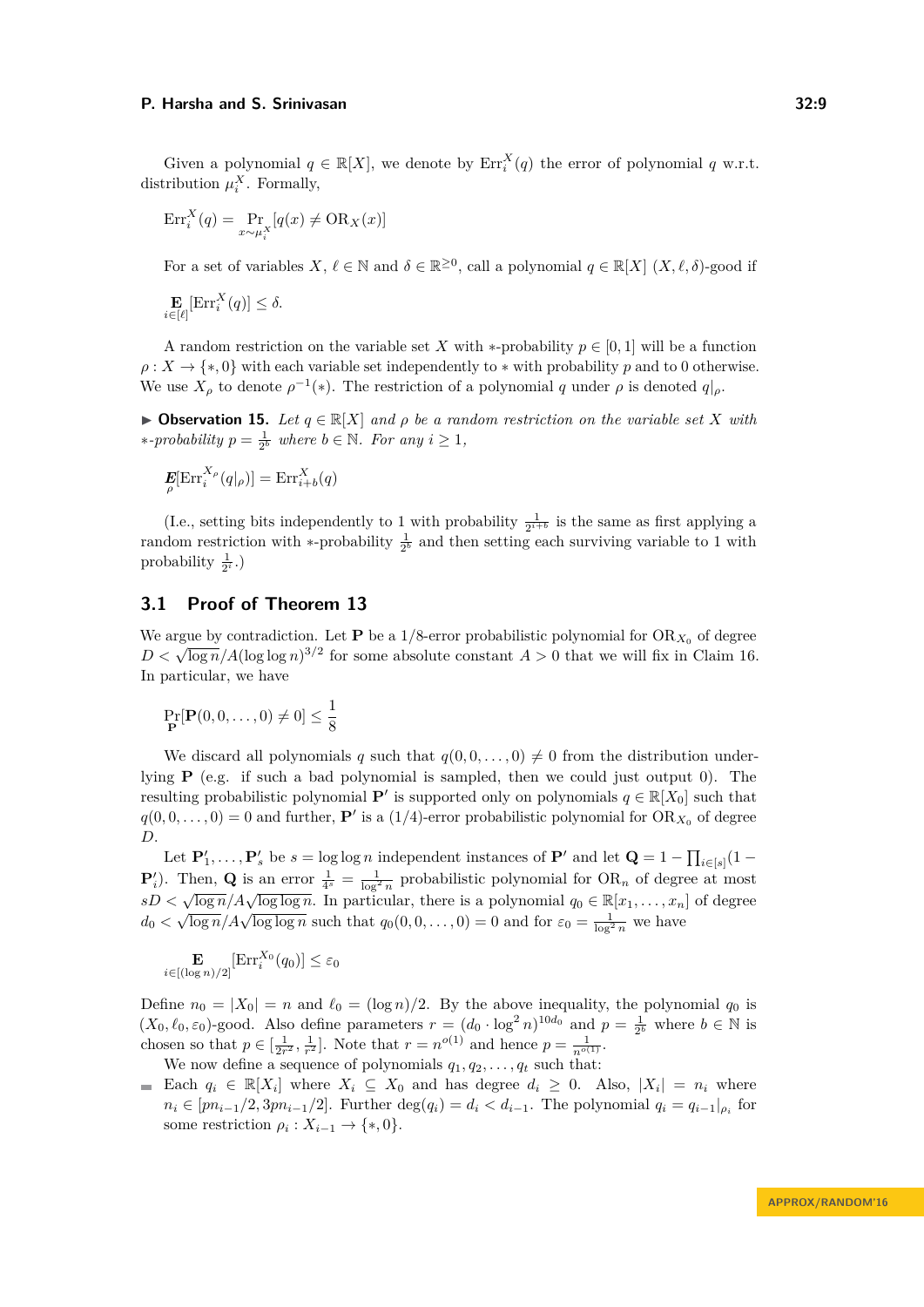Given a polynomial $q \in \mathbb{R}[X]$, we denote by $\mathrm{Err}_i^X(q)$ the error of polynomial $q$ w.r.t. distribution $\mu_i^X$. Formally,

$$\mathrm{Err}_i^X(q) = \Pr_{x \sim \mu_i^X}[q(x) \neq \mathrm{OR}_X(x)]$$

For a set of variables $X$, $\ell \in \mathbb{N}$ and $\delta \in \mathbb{R}^{\geq 0}$, call a polynomial $q \in \mathbb{R}[X]$ $(X, \ell, \delta)$-good if

$$\mathop{\mathbf{E}}_{i \in [\ell]}[\mathrm{Err}_i^X(q)] \leq \delta.$$

A random restriction on the variable set $X$ with $*$-probability $p \in [0,1]$ will be a function $\rho : X \to \{*, 0\}$ with each variable set independently to $*$ with probability $p$ and to 0 otherwise. We use $X_\rho$ to denote $\rho^{-1}(*)$. The restriction of a polynomial $q$ under $\rho$ is denoted $q|_\rho$.

▶ **Observation 15.** *Let $q \in \mathbb{R}[X]$ and $\rho$ be a random restriction on the variable set $X$ with $*$-probability $p = \frac{1}{2^b}$ where $b \in \mathbb{N}$. For any $i \geq 1$,*

$$\mathop{\mathbf{E}}_{\rho}[\mathrm{Err}_i^{X_\rho}(q|_\rho)] = \mathrm{Err}_{i+b}^X(q)$$

(I.e., setting bits independently to 1 with probability $\frac{1}{2^{i+b}}$ is the same as first applying a random restriction with $*$-probability $\frac{1}{2^b}$ and then setting each surviving variable to 1 with probability $\frac{1}{2^i}$.)

## 3.1 Proof of Theorem 13

We argue by contradiction. Let $\mathbf{P}$ be a 1/8-error probabilistic polynomial for $\mathrm{OR}_{X_0}$ of degree $D < \sqrt{\log n}/A(\log\log n)^{3/2}$ for some absolute constant $A > 0$ that we will fix in Claim 16. In particular, we have

$$\Pr_{\mathbf{P}}[\mathbf{P}(0,0,\ldots,0) \neq 0] \leq \frac{1}{8}$$

We discard all polynomials $q$ such that $q(0,0,\ldots,0) \neq 0$ from the distribution underlying $\mathbf{P}$ (e.g. if such a bad polynomial is sampled, then we could just output 0). The resulting probabilistic polynomial $\mathbf{P}'$ is supported only on polynomials $q \in \mathbb{R}[X_0]$ such that $q(0,0,\ldots,0) = 0$ and further, $\mathbf{P}'$ is a $(1/4)$-error probabilistic polynomial for $\mathrm{OR}_{X_0}$ of degree $D$.

Let $\mathbf{P}'_1, \ldots, \mathbf{P}'_s$ be $s = \log\log n$ independent instances of $\mathbf{P}'$ and let $\mathbf{Q} = 1 - \prod_{i \in [s]}(1 - \mathbf{P}'_i)$. Then, $\mathbf{Q}$ is an error $\frac{1}{4^s} = \frac{1}{\log^2 n}$ probabilistic polynomial for $\mathrm{OR}_n$ of degree at most $sD < \sqrt{\log n}/A\sqrt{\log\log n}$. In particular, there is a polynomial $q_0 \in \mathbb{R}[x_1, \ldots, x_n]$ of degree $d_0 < \sqrt{\log n}/A\sqrt{\log\log n}$ such that $q_0(0,0,\ldots,0) = 0$ and for $\varepsilon_0 = \frac{1}{\log^2 n}$ we have

$$\mathop{\mathbf{E}}_{i \in [(\log n)/2]}[\mathrm{Err}_i^{X_0}(q_0)] \leq \varepsilon_0$$

Define $n_0 = |X_0| = n$ and $\ell_0 = (\log n)/2$. By the above inequality, the polynomial $q_0$ is $(X_0, \ell_0, \varepsilon_0)$-good. Also define parameters $r = (d_0 \cdot \log^2 n)^{10 d_0}$ and $p = \frac{1}{2^b}$ where $b \in \mathbb{N}$ is chosen so that $p \in [\frac{1}{2r^2}, \frac{1}{r^2}]$. Note that $r = n^{o(1)}$ and hence $p = \frac{1}{n^{o(1)}}$.

We now define a sequence of polynomials $q_1, q_2, \ldots, q_t$ such that:

- Each $q_i \in \mathbb{R}[X_i]$ where $X_i \subseteq X_0$ and has degree $d_i \geq 0$. Also, $|X_i| = n_i$ where $n_i \in [pn_{i-1}/2, 3pn_{i-1}/2]$. Further $\deg(q_i) = d_i < d_{i-1}$. The polynomial $q_i = q_{i-1}|_{\rho_i}$ for some restriction $\rho_i : X_{i-1} \to \{*, 0\}$.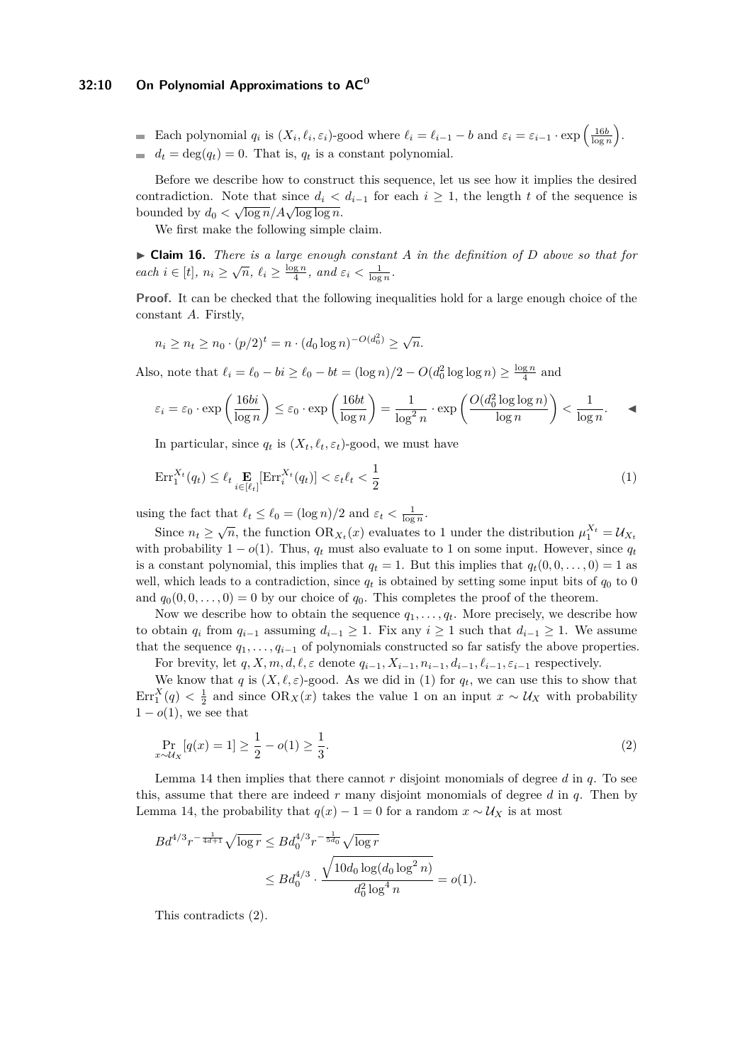- Each polynomial $q_i$ is $(X_i, \ell_i, \varepsilon_i)$-good where $\ell_i = \ell_{i-1} - b$ and $\varepsilon_i = \varepsilon_{i-1} \cdot \exp\left(\frac{16b}{\log n}\right)$.
- $d_t = \deg(q_t) = 0$. That is, $q_t$ is a constant polynomial.

Before we describe how to construct this sequence, let us see how it implies the desired contradiction. Note that since $d_i < d_{i-1}$ for each $i \geq 1$, the length $t$ of the sequence is bounded by $d_0 < \sqrt{\log n}/A\sqrt{\log\log n}$.

We first make the following simple claim.

▶ **Claim 16.** *There is a large enough constant $A$ in the definition of $D$ above so that for each $i \in [t]$, $n_i \geq \sqrt{n}$, $\ell_i \geq \frac{\log n}{4}$, and $\varepsilon_i < \frac{1}{\log n}$.*

**Proof.** It can be checked that the following inequalities hold for a large enough choice of the constant $A$. Firstly,

$$n_i \geq n_t \geq n_0 \cdot (p/2)^t = n \cdot (d_0 \log n)^{-O(d_0^2)} \geq \sqrt{n}.$$

Also, note that $\ell_i = \ell_0 - bi \geq \ell_0 - bt = (\log n)/2 - O(d_0^2 \log\log n) \geq \frac{\log n}{4}$ and

$$\varepsilon_i = \varepsilon_0 \cdot \exp\left(\frac{16bi}{\log n}\right) \leq \varepsilon_0 \cdot \exp\left(\frac{16bt}{\log n}\right) = \frac{1}{\log^2 n} \cdot \exp\left(\frac{O(d_0^2 \log\log n)}{\log n}\right) < \frac{1}{\log n}. \quad ◀$$

In particular, since $q_t$ is $(X_t, \ell_t, \varepsilon_t)$-good, we must have

$$\mathrm{Err}_1^{X_t}(q_t) \leq \ell_t \mathop{\mathbf{E}}_{i \in [\ell_t]}[\mathrm{Err}_i^{X_t}(q_t)] < \varepsilon_t \ell_t < \frac{1}{2} \tag{1}$$

using the fact that $\ell_t \leq \ell_0 = (\log n)/2$ and $\varepsilon_t < \frac{1}{\log n}$.

Since $n_t \geq \sqrt{n}$, the function $\mathrm{OR}_{X_t}(x)$ evaluates to 1 under the distribution $\mu_1^{X_t} = \mathcal{U}_{X_t}$ with probability $1 - o(1)$. Thus, $q_t$ must also evaluate to 1 on some input. However, since $q_t$ is a constant polynomial, this implies that $q_t = 1$. But this implies that $q_t(0, 0, \ldots, 0) = 1$ as well, which leads to a contradiction, since $q_t$ is obtained by setting some input bits of $q_0$ to 0 and $q_0(0, 0, \ldots, 0) = 0$ by our choice of $q_0$. This completes the proof of the theorem.

Now we describe how to obtain the sequence $q_1, \ldots, q_t$. More precisely, we describe how to obtain $q_i$ from $q_{i-1}$ assuming $d_{i-1} \geq 1$. Fix any $i \geq 1$ such that $d_{i-1} \geq 1$. We assume that the sequence $q_1, \ldots, q_{i-1}$ of polynomials constructed so far satisfy the above properties.

For brevity, let $q, X, m, d, \ell, \varepsilon$ denote $q_{i-1}, X_{i-1}, n_{i-1}, d_{i-1}, \ell_{i-1}, \varepsilon_{i-1}$ respectively.

We know that $q$ is $(X, \ell, \varepsilon)$-good. As we did in (1) for $q_t$, we can use this to show that $\mathrm{Err}_1^X(q) < \frac{1}{2}$ and since $\mathrm{OR}_X(x)$ takes the value 1 on an input $x \sim \mathcal{U}_X$ with probability $1 - o(1)$, we see that

$$\Pr_{x \sim \mathcal{U}_X}[q(x) = 1] \geq \frac{1}{2} - o(1) \geq \frac{1}{3}. \tag{2}$$

Lemma 14 then implies that there cannot $r$ disjoint monomials of degree $d$ in $q$. To see this, assume that there are indeed $r$ many disjoint monomials of degree $d$ in $q$. Then by Lemma 14, the probability that $q(x) - 1 = 0$ for a random $x \sim \mathcal{U}_X$ is at most

$$\begin{aligned}
Bd^{4/3} r^{-\frac{1}{4d+1}} \sqrt{\log r} &\leq B d_0^{4/3} r^{-\frac{1}{5d_0}} \sqrt{\log r} \\
&\leq B d_0^{4/3} \cdot \frac{\sqrt{10 d_0 \log(d_0 \log^2 n)}}{d_0^2 \log^4 n} = o(1).
\end{aligned}$$

This contradicts (2).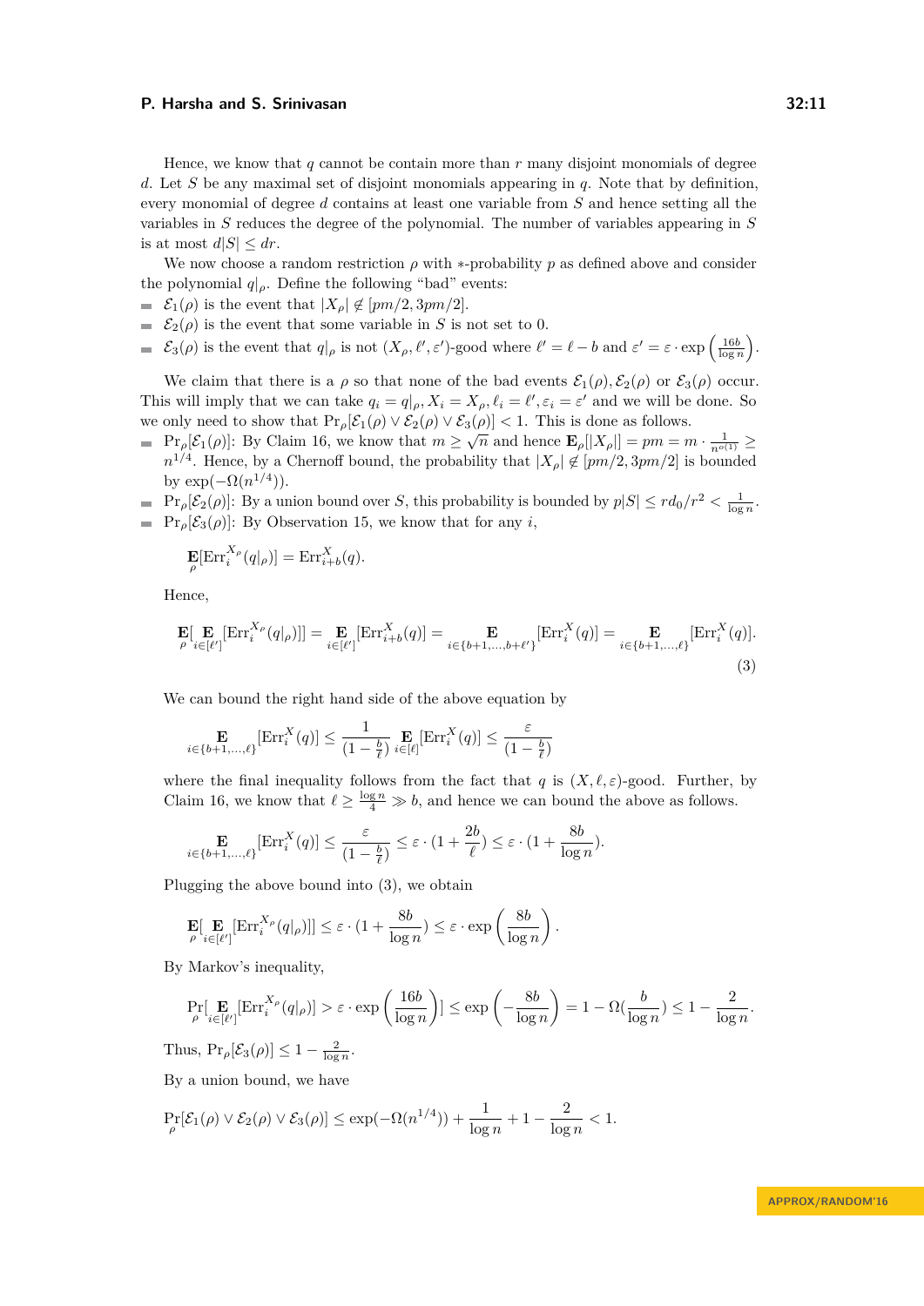Hence, we know that $q$ cannot be contain more than $r$ many disjoint monomials of degree $d$. Let $S$ be any maximal set of disjoint monomials appearing in $q$. Note that by definition, every monomial of degree $d$ contains at least one variable from $S$ and hence setting all the variables in $S$ reduces the degree of the polynomial. The number of variables appearing in $S$ is at most $d|S| \leq dr$.

We now choose a random restriction $\rho$ with $*$-probability $p$ as defined above and consider the polynomial $q|_\rho$. Define the following "bad" events:

- $\mathcal{E}_1(\rho)$ is the event that $|X_\rho| \notin [pm/2, 3pm/2]$.
- $\mathcal{E}_2(\rho)$ is the event that some variable in $S$ is not set to 0.
- $\mathcal{E}_3(\rho)$ is the event that $q|_\rho$ is not $(X_\rho, \ell', \varepsilon')$-good where $\ell' = \ell - b$ and $\varepsilon' = \varepsilon \cdot \exp\left(\frac{16b}{\log n}\right)$.

We claim that there is a $\rho$ so that none of the bad events $\mathcal{E}_1(\rho), \mathcal{E}_2(\rho)$ or $\mathcal{E}_3(\rho)$ occur. This will imply that we can take $q_i = q|_\rho, X_i = X_\rho, \ell_i = \ell', \varepsilon_i = \varepsilon'$ and we will be done. So we only need to show that $\Pr_\rho[\mathcal{E}_1(\rho) \vee \mathcal{E}_2(\rho) \vee \mathcal{E}_3(\rho)] < 1$. This is done as follows.

- $\Pr_\rho[\mathcal{E}_1(\rho)]$: By Claim 16, we know that $m \geq \sqrt{n}$ and hence $\mathbf{E}_\rho[|X_\rho|] = pm = m \cdot \frac{1}{n^{o(1)}} \geq n^{1/4}$. Hence, by a Chernoff bound, the probability that $|X_\rho| \notin [pm/2, 3pm/2]$ is bounded by $\exp(-\Omega(n^{1/4}))$.
- $\Pr_\rho[\mathcal{E}_2(\rho)]$: By a union bound over $S$, this probability is bounded by $p|S| \leq rd_0/r^2 < \frac{1}{\log n}$.
- $\Pr_\rho[\mathcal{E}_3(\rho)]$: By Observation 15, we know that for any $i$,

$$\mathop{\mathbf{E}}_{\rho}[\mathrm{Err}_i^{X_\rho}(q|_\rho)] = \mathrm{Err}_{i+b}^{X}(q).$$

Hence,

$$\mathop{\mathbf{E}}_{\rho}[\mathop{\mathbf{E}}_{i\in[\ell']}[\mathrm{Err}_i^{X_\rho}(q|_\rho)]] = \mathop{\mathbf{E}}_{i\in[\ell']}[\mathrm{Err}_{i+b}^{X}(q)] = \mathop{\mathbf{E}}_{i\in\{b+1,\ldots,b+\ell'\}}[\mathrm{Err}_i^{X}(q)] = \mathop{\mathbf{E}}_{i\in\{b+1,\ldots,\ell\}}[\mathrm{Err}_i^{X}(q)]. \tag{3}$$

We can bound the right hand side of the above equation by

$$\mathop{\mathbf{E}}_{i\in\{b+1,\ldots,\ell\}}[\mathrm{Err}_i^{X}(q)] \leq \frac{1}{(1-\frac{b}{\ell})}\mathop{\mathbf{E}}_{i\in[\ell]}[\mathrm{Err}_i^{X}(q)] \leq \frac{\varepsilon}{(1-\frac{b}{\ell})}$$

where the final inequality follows from the fact that $q$ is $(X, \ell, \varepsilon)$-good. Further, by Claim 16, we know that $\ell \geq \frac{\log n}{4} \gg b$, and hence we can bound the above as follows.

$$\mathop{\mathbf{E}}_{i\in\{b+1,\ldots,\ell\}}[\mathrm{Err}_i^{X}(q)] \leq \frac{\varepsilon}{(1-\frac{b}{\ell})} \leq \varepsilon \cdot (1 + \frac{2b}{\ell}) \leq \varepsilon \cdot (1 + \frac{8b}{\log n}).$$

Plugging the above bound into (3), we obtain

$$\mathop{\mathbf{E}}_{\rho}[\mathop{\mathbf{E}}_{i\in[\ell']}[\mathrm{Err}_i^{X_\rho}(q|_\rho)]] \leq \varepsilon \cdot (1 + \frac{8b}{\log n}) \leq \varepsilon \cdot \exp\left(\frac{8b}{\log n}\right).$$

By Markov's inequality,

$$\Pr_{\rho}[\mathop{\mathbf{E}}_{i\in[\ell']}[\mathrm{Err}_i^{X_\rho}(q|_\rho)] > \varepsilon \cdot \exp\left(\frac{16b}{\log n}\right)] \leq \exp\left(-\frac{8b}{\log n}\right) = 1 - \Omega(\frac{b}{\log n}) \leq 1 - \frac{2}{\log n}.$$

Thus, $\Pr_\rho[\mathcal{E}_3(\rho)] \leq 1 - \frac{2}{\log n}$.

By a union bound, we have

$$\Pr_{\rho}[\mathcal{E}_1(\rho) \vee \mathcal{E}_2(\rho) \vee \mathcal{E}_3(\rho)] \leq \exp(-\Omega(n^{1/4})) + \frac{1}{\log n} + 1 - \frac{2}{\log n} < 1.$$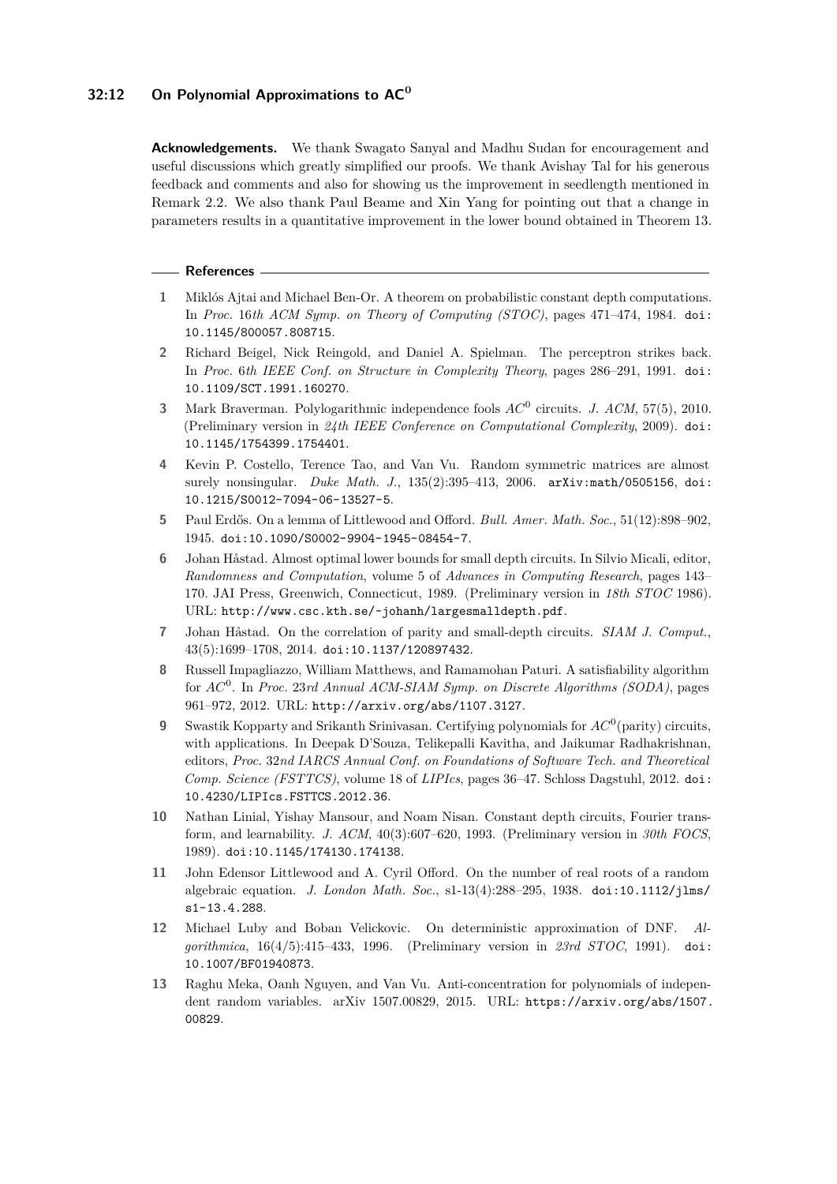**Acknowledgements.** We thank Swagato Sanyal and Madhu Sudan for encouragement and useful discussions which greatly simplified our proofs. We thank Avishay Tal for his generous feedback and comments and also for showing us the improvement in seedlength mentioned in Remark 2.2. We also thank Paul Beame and Xin Yang for pointing out that a change in parameters results in a quantitative improvement in the lower bound obtained in Theorem 13.

## References

1. Miklós Ajtai and Michael Ben-Or. A theorem on probabilistic constant depth computations. In *Proc. 16th ACM Symp. on Theory of Computing (STOC)*, pages 471–474, 1984. doi:10.1145/800057.808715.
2. Richard Beigel, Nick Reingold, and Daniel A. Spielman. The perceptron strikes back. In *Proc. 6th IEEE Conf. on Structure in Complexity Theory*, pages 286–291, 1991. doi:10.1109/SCT.1991.160270.
3. Mark Braverman. Polylogarithmic independence fools $AC^0$ circuits. *J. ACM*, 57(5), 2010. (Preliminary version in *24th IEEE Conference on Computational Complexity*, 2009). doi:10.1145/1754399.1754401.
4. Kevin P. Costello, Terence Tao, and Van Vu. Random symmetric matrices are almost surely nonsingular. *Duke Math. J.*, 135(2):395–413, 2006. arXiv:math/0505156, doi:10.1215/S0012-7094-06-13527-5.
5. Paul Erdős. On a lemma of Littlewood and Offord. *Bull. Amer. Math. Soc.*, 51(12):898–902, 1945. doi:10.1090/S0002-9904-1945-08454-7.
6. Johan Håstad. Almost optimal lower bounds for small depth circuits. In Silvio Micali, editor, *Randomness and Computation*, volume 5 of *Advances in Computing Research*, pages 143–170. JAI Press, Greenwich, Connecticut, 1989. (Preliminary version in *18th STOC* 1986). URL: http://www.csc.kth.se/~johanh/largesmalldepth.pdf.
7. Johan Håstad. On the correlation of parity and small-depth circuits. *SIAM J. Comput.*, 43(5):1699–1708, 2014. doi:10.1137/120897432.
8. Russell Impagliazzo, William Matthews, and Ramamohan Paturi. A satisfiability algorithm for $AC^0$. In *Proc. 23rd Annual ACM-SIAM Symp. on Discrete Algorithms (SODA)*, pages 961–972, 2012. URL: http://arxiv.org/abs/1107.3127.
9. Swastik Kopparty and Srikanth Srinivasan. Certifying polynomials for $AC^0$(parity) circuits, with applications. In Deepak D'Souza, Telikepalli Kavitha, and Jaikumar Radhakrishnan, editors, *Proc. 32nd IARCS Annual Conf. on Foundations of Software Tech. and Theoretical Comp. Science (FSTTCS)*, volume 18 of *LIPIcs*, pages 36–47. Schloss Dagstuhl, 2012. doi:10.4230/LIPIcs.FSTTCS.2012.36.
10. Nathan Linial, Yishay Mansour, and Noam Nisan. Constant depth circuits, Fourier transform, and learnability. *J. ACM*, 40(3):607–620, 1993. (Preliminary version in *30th FOCS*, 1989). doi:10.1145/174130.174138.
11. John Edensor Littlewood and A. Cyril Offord. On the number of real roots of a random algebraic equation. *J. London Math. Soc.*, s1-13(4):288–295, 1938. doi:10.1112/jlms/s1-13.4.288.
12. Michael Luby and Boban Velickovic. On deterministic approximation of DNF. *Algorithmica*, 16(4/5):415–433, 1996. (Preliminary version in *23rd STOC*, 1991). doi:10.1007/BF01940873.
13. Raghu Meka, Oanh Nguyen, and Van Vu. Anti-concentration for polynomials of independent random variables. arXiv 1507.00829, 2015. URL: https://arxiv.org/abs/1507.00829.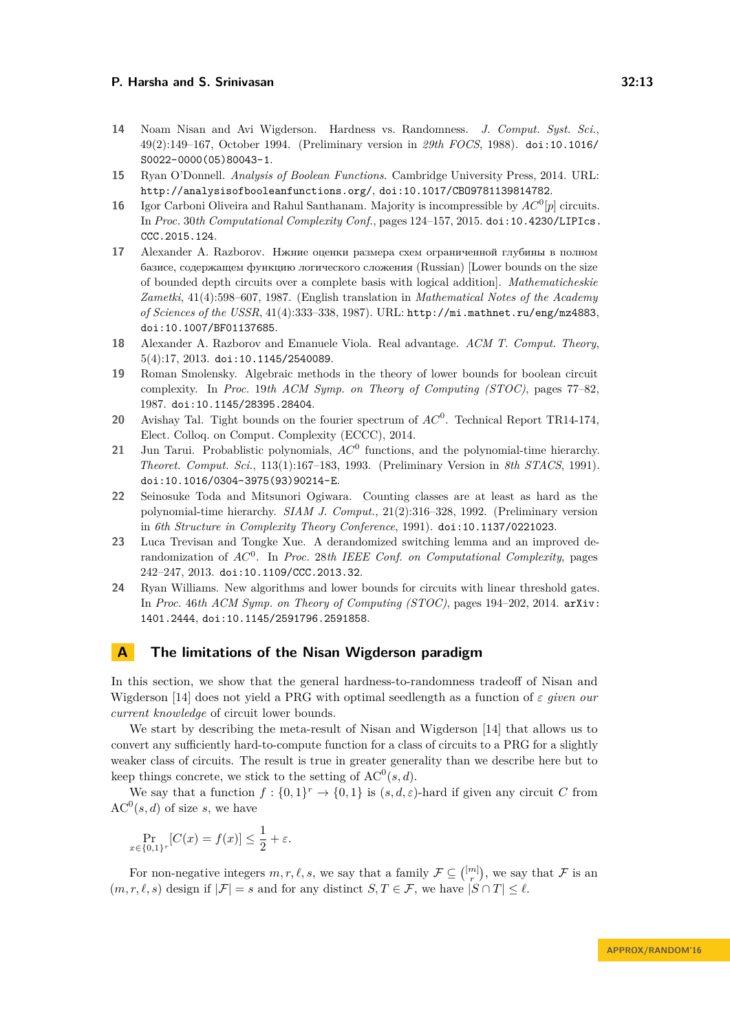14 Noam Nisan and Avi Wigderson. Hardness vs. Randomness. *J. Comput. Syst. Sci.*, 49(2):149–167, October 1994. (Preliminary version in *29th FOCS*, 1988). doi:10.1016/S0022-0000(05)80043-1.

15 Ryan O'Donnell. *Analysis of Boolean Functions*. Cambridge University Press, 2014. URL: http://analysisofbooleanfunctions.org/, doi:10.1017/CBO9781139814782.

16 Igor Carboni Oliveira and Rahul Santhanam. Majority is incompressible by $AC^0[p]$ circuits. In *Proc. 30th Computational Complexity Conf.*, pages 124–157, 2015. doi:10.4230/LIPIcs.CCC.2015.124.

17 Alexander A. Razborov. Нжние оценки размера схем ограниченной глубины в полном базисе, содержащем функцию логического сложения (Russian) [Lower bounds on the size of bounded depth circuits over a complete basis with logical addition]. *Mathematicheskie Zametki*, 41(4):598–607, 1987. (English translation in *Mathematical Notes of the Academy of Sciences of the USSR*, 41(4):333–338, 1987). URL: http://mi.mathnet.ru/eng/mz4883, doi:10.1007/BF01137685.

18 Alexander A. Razborov and Emanuele Viola. Real advantage. *ACM T. Comput. Theory*, 5(4):17, 2013. doi:10.1145/2540089.

19 Roman Smolensky. Algebraic methods in the theory of lower bounds for boolean circuit complexity. In *Proc. 19th ACM Symp. on Theory of Computing (STOC)*, pages 77–82, 1987. doi:10.1145/28395.28404.

20 Avishay Tal. Tight bounds on the fourier spectrum of $AC^0$. Technical Report TR14-174, Elect. Colloq. on Comput. Complexity (ECCC), 2014.

21 Jun Tarui. Probablistic polynomials, $AC^0$ functions, and the polynomial-time hierarchy. *Theoret. Comput. Sci.*, 113(1):167–183, 1993. (Preliminary Version in *8th STACS*, 1991). doi:10.1016/0304-3975(93)90214-E.

22 Seinosuke Toda and Mitsunori Ogiwara. Counting classes are at least as hard as the polynomial-time hierarchy. *SIAM J. Comput.*, 21(2):316–328, 1992. (Preliminary version in *6th Structure in Complexity Theory Conference*, 1991). doi:10.1137/0221023.

23 Luca Trevisan and Tongke Xue. A derandomized switching lemma and an improved derandomization of $AC^0$. In *Proc. 28th IEEE Conf. on Computational Complexity*, pages 242–247, 2013. doi:10.1109/CCC.2013.32.

24 Ryan Williams. New algorithms and lower bounds for circuits with linear threshold gates. In *Proc. 46th ACM Symp. on Theory of Computing (STOC)*, pages 194–202, 2014. arXiv:1401.2444, doi:10.1145/2591796.2591858.

## A The limitations of the Nisan Wigderson paradigm

In this section, we show that the general hardness-to-randomness tradeoff of Nisan and Wigderson [14] does not yield a PRG with optimal seedlength as a function of $\varepsilon$ *given our current knowledge* of circuit lower bounds.

We start by describing the meta-result of Nisan and Wigderson [14] that allows us to convert any sufficiently hard-to-compute function for a class of circuits to a PRG for a slightly weaker class of circuits. The result is true in greater generality than we describe here but to keep things concrete, we stick to the setting of $\mathrm{AC}^0(s,d)$.

We say that a function $f : \{0,1\}^r \to \{0,1\}$ is $(s,d,\varepsilon)$-hard if given any circuit $C$ from $\mathrm{AC}^0(s,d)$ of size $s$, we have

$$\Pr_{x\in\{0,1\}^r}[C(x) = f(x)] \leq \frac{1}{2} + \varepsilon.$$

For non-negative integers $m, r, \ell, s$, we say that a family $\mathcal{F} \subseteq \binom{[m]}{r}$, we say that $\mathcal{F}$ is an $(m, r, \ell, s)$ design if $|\mathcal{F}| = s$ and for any distinct $S, T \in \mathcal{F}$, we have $|S \cap T| \leq \ell$.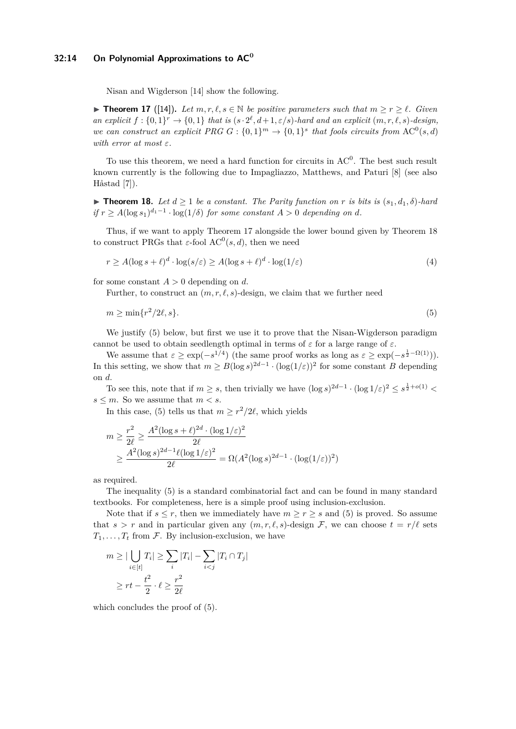Nisan and Wigderson [14] show the following.

▶ **Theorem 17** ([14]). *Let $m, r, \ell, s \in \mathbb{N}$ be positive parameters such that $m \geq r \geq \ell$. Given an explicit $f : \{0,1\}^r \to \{0,1\}$ that is $(s \cdot 2^\ell, d+1, \varepsilon/s)$-hard and an explicit $(m, r, \ell, s)$-design, we can construct an explicit PRG $G : \{0,1\}^m \to \{0,1\}^s$ that fools circuits from $\mathrm{AC}^0(s,d)$ with error at most $\varepsilon$.*

To use this theorem, we need a hard function for circuits in $\mathrm{AC}^0$. The best such result known currently is the following due to Impagliazzo, Matthews, and Paturi [8] (see also Håstad [7]).

▶ **Theorem 18.** *Let $d \geq 1$ be a constant. The Parity function on $r$ is bits is $(s_1, d_1, \delta)$-hard if $r \geq A(\log s_1)^{d_1 - 1} \cdot \log(1/\delta)$ for some constant $A > 0$ depending on $d$.*

Thus, if we want to apply Theorem 17 alongside the lower bound given by Theorem 18 to construct PRGs that $\varepsilon$-fool $\mathrm{AC}^0(s,d)$, then we need

$$r \geq A(\log s + \ell)^d \cdot \log(s/\varepsilon) \geq A(\log s + \ell)^d \cdot \log(1/\varepsilon) \tag{4}$$

for some constant $A > 0$ depending on $d$.

Further, to construct an $(m, r, \ell, s)$-design, we claim that we further need

$$m \geq \min\{r^2/2\ell, s\}. \tag{5}$$

We justify (5) below, but first we use it to prove that the Nisan-Wigderson paradigm cannot be used to obtain seedlength optimal in terms of $\varepsilon$ for a large range of $\varepsilon$.

We assume that $\varepsilon \geq \exp(-s^{1/4})$ (the same proof works as long as $\varepsilon \geq \exp(-s^{\frac{1}{2} - \Omega(1)})$). In this setting, we show that $m \geq B(\log s)^{2d-1} \cdot (\log(1/\varepsilon))^2$ for some constant $B$ depending on $d$.

To see this, note that if $m \geq s$, then trivially we have $(\log s)^{2d-1} \cdot (\log 1/\varepsilon)^2 \leq s^{\frac{1}{2} + o(1)} < s \leq m$. So we assume that $m < s$.

In this case, (5) tells us that $m \geq r^2/2\ell$, which yields

$$\begin{aligned} m &\geq \frac{r^2}{2\ell} \geq \frac{A^2(\log s + \ell)^{2d} \cdot (\log 1/\varepsilon)^2}{2\ell} \\ &\geq \frac{A^2(\log s)^{2d-1} \ell (\log 1/\varepsilon)^2}{2\ell} = \Omega(A^2(\log s)^{2d-1} \cdot (\log(1/\varepsilon))^2) \end{aligned}$$

as required.

The inequality (5) is a standard combinatorial fact and can be found in many standard textbooks. For completeness, here is a simple proof using inclusion-exclusion.

Note that if $s \leq r$, then we immediately have $m \geq r \geq s$ and (5) is proved. So assume that $s > r$ and in particular given any $(m, r, \ell, s)$-design $\mathcal{F}$, we can choose $t = r/\ell$ sets $T_1, \ldots, T_t$ from $\mathcal{F}$. By inclusion-exclusion, we have

$$\begin{aligned} m &\geq |\bigcup_{i \in [t]} T_i| \geq \sum_i |T_i| - \sum_{i<j} |T_i \cap T_j| \\ &\geq rt - \frac{t^2}{2} \cdot \ell \geq \frac{r^2}{2\ell} \end{aligned}$$

which concludes the proof of (5).